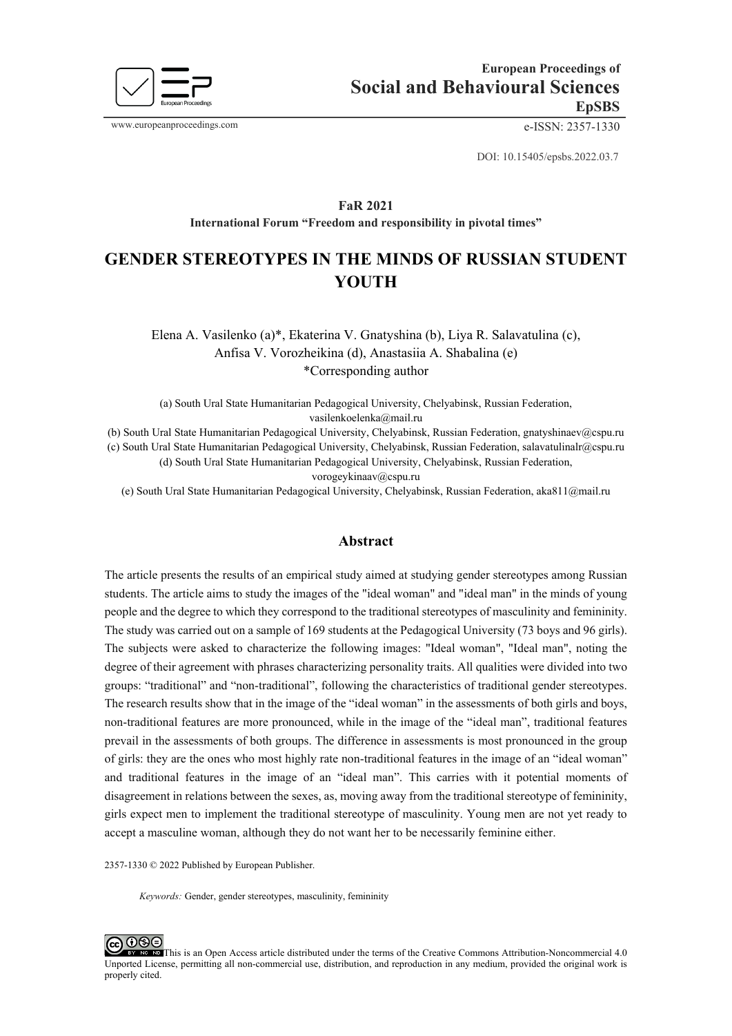DOI: 10.15405/epsbs.2022.03.7

**FaR 2021**

**International Forum "Freedom and responsibility in pivotal times"**

# GENDER STEREOTYPES IN THE MINDS OF RUSSIAN STUDENT YOUTH

Elena A. Vasilenko (a)*, Ekaterina V. Gnatyshina (b), Liya R. Salavatulina (c), Anfisa V. Vorozheikina (d), Anastasiia A. Shabalina (e)

*Corresponding author

(a) South Ural State Humanitarian Pedagogical University, Chelyabinsk, Russian Federation, vasilenkoelenka@mail.ru

(b) South Ural State Humanitarian Pedagogical University, Chelyabinsk, Russian Federation, gnatyshinaev@cspu.ru

(c) South Ural State Humanitarian Pedagogical University, Chelyabinsk, Russian Federation, salavatulinalr@cspu.ru

(d) South Ural State Humanitarian Pedagogical University, Chelyabinsk, Russian Federation, vorogeykinaav@cspu.ru

(e) South Ural State Humanitarian Pedagogical University, Chelyabinsk, Russian Federation, aka811@mail.ru

## Abstract

The article presents the results of an empirical study aimed at studying gender stereotypes among Russian students. The article aims to study the images of the "ideal woman" and "ideal man" in the minds of young people and the degree to which they correspond to the traditional stereotypes of masculinity and femininity. The study was carried out on a sample of 169 students at the Pedagogical University (73 boys and 96 girls). The subjects were asked to characterize the following images: "Ideal woman", "Ideal man", noting the degree of their agreement with phrases characterizing personality traits. All qualities were divided into two groups: "traditional" and "non-traditional", following the characteristics of traditional gender stereotypes. The research results show that in the image of the "ideal woman" in the assessments of both girls and boys, non-traditional features are more pronounced, while in the image of the "ideal man", traditional features prevail in the assessments of both groups. The difference in assessments is most pronounced in the group of girls: they are the ones who most highly rate non-traditional features in the image of an "ideal woman" and traditional features in the image of an "ideal man". This carries with it potential moments of disagreement in relations between the sexes, as, moving away from the traditional stereotype of femininity, girls expect men to implement the traditional stereotype of masculinity. Young men are not yet ready to accept a masculine woman, although they do not want her to be necessarily feminine either.

2357-1330 © 2022 Published by European Publisher.

*Keywords:* Gender, gender stereotypes, masculinity, femininity

This is an Open Access article distributed under the terms of the Creative Commons Attribution-Noncommercial 4.0 Unported License, permitting all non-commercial use, distribution, and reproduction in any medium, provided the original work is properly cited.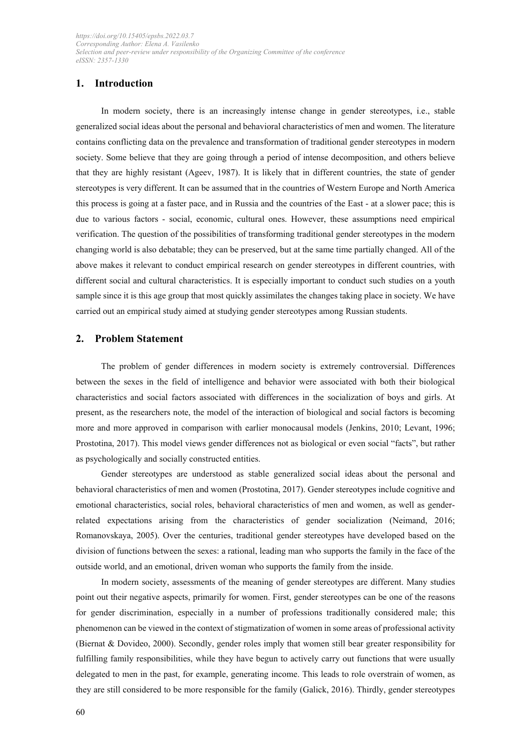## 1. Introduction

In modern society, there is an increasingly intense change in gender stereotypes, i.e., stable generalized social ideas about the personal and behavioral characteristics of men and women. The literature contains conflicting data on the prevalence and transformation of traditional gender stereotypes in modern society. Some believe that they are going through a period of intense decomposition, and others believe that they are highly resistant (Ageev, 1987). It is likely that in different countries, the state of gender stereotypes is very different. It can be assumed that in the countries of Western Europe and North America this process is going at a faster pace, and in Russia and the countries of the East - at a slower pace; this is due to various factors - social, economic, cultural ones. However, these assumptions need empirical verification. The question of the possibilities of transforming traditional gender stereotypes in the modern changing world is also debatable; they can be preserved, but at the same time partially changed. All of the above makes it relevant to conduct empirical research on gender stereotypes in different countries, with different social and cultural characteristics. It is especially important to conduct such studies on a youth sample since it is this age group that most quickly assimilates the changes taking place in society. We have carried out an empirical study aimed at studying gender stereotypes among Russian students.

## 2. Problem Statement

The problem of gender differences in modern society is extremely controversial. Differences between the sexes in the field of intelligence and behavior were associated with both their biological characteristics and social factors associated with differences in the socialization of boys and girls. At present, as the researchers note, the model of the interaction of biological and social factors is becoming more and more approved in comparison with earlier monocausal models (Jenkins, 2010; Levant, 1996; Prostotina, 2017). This model views gender differences not as biological or even social "facts", but rather as psychologically and socially constructed entities.

Gender stereotypes are understood as stable generalized social ideas about the personal and behavioral characteristics of men and women (Prostotina, 2017). Gender stereotypes include cognitive and emotional characteristics, social roles, behavioral characteristics of men and women, as well as gender-related expectations arising from the characteristics of gender socialization (Neimand, 2016; Romanovskaya, 2005). Over the centuries, traditional gender stereotypes have developed based on the division of functions between the sexes: a rational, leading man who supports the family in the face of the outside world, and an emotional, driven woman who supports the family from the inside.

In modern society, assessments of the meaning of gender stereotypes are different. Many studies point out their negative aspects, primarily for women. First, gender stereotypes can be one of the reasons for gender discrimination, especially in a number of professions traditionally considered male; this phenomenon can be viewed in the context of stigmatization of women in some areas of professional activity (Biernat & Dovideo, 2000). Secondly, gender roles imply that women still bear greater responsibility for fulfilling family responsibilities, while they have begun to actively carry out functions that were usually delegated to men in the past, for example, generating income. This leads to role overstrain of women, as they are still considered to be more responsible for the family (Galick, 2016). Thirdly, gender stereotypes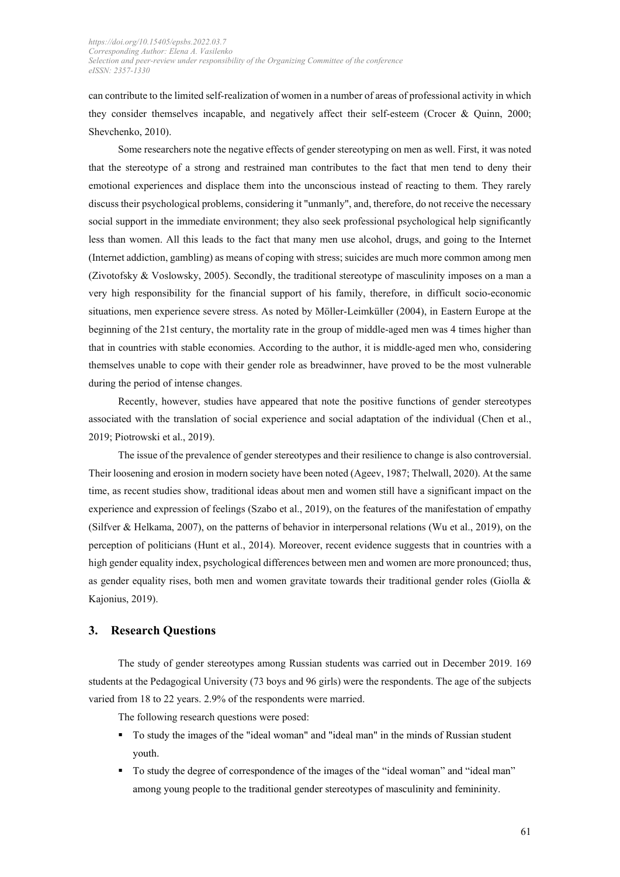can contribute to the limited self-realization of women in a number of areas of professional activity in which they consider themselves incapable, and negatively affect their self-esteem (Crocer & Quinn, 2000; Shevchenko, 2010).

Some researchers note the negative effects of gender stereotyping on men as well. First, it was noted that the stereotype of a strong and restrained man contributes to the fact that men tend to deny their emotional experiences and displace them into the unconscious instead of reacting to them. They rarely discuss their psychological problems, considering it "unmanly", and, therefore, do not receive the necessary social support in the immediate environment; they also seek professional psychological help significantly less than women. All this leads to the fact that many men use alcohol, drugs, and going to the Internet (Internet addiction, gambling) as means of coping with stress; suicides are much more common among men (Zivotofsky & Voslowsky, 2005). Secondly, the traditional stereotype of masculinity imposes on a man a very high responsibility for the financial support of his family, therefore, in difficult socio-economic situations, men experience severe stress. As noted by Möller-Leimkühler (2004), in Eastern Europe at the beginning of the 21st century, the mortality rate in the group of middle-aged men was 4 times higher than that in countries with stable economies. According to the author, it is middle-aged men who, considering themselves unable to cope with their gender role as breadwinner, have proved to be the most vulnerable during the period of intense changes.

Recently, however, studies have appeared that note the positive functions of gender stereotypes associated with the translation of social experience and social adaptation of the individual (Chen et al., 2019; Piotrowski et al., 2019).

The issue of the prevalence of gender stereotypes and their resilience to change is also controversial. Their loosening and erosion in modern society have been noted (Ageev, 1987; Thelwall, 2020). At the same time, as recent studies show, traditional ideas about men and women still have a significant impact on the experience and expression of feelings (Szabo et al., 2019), on the features of the manifestation of empathy (Silfver & Helkama, 2007), on the patterns of behavior in interpersonal relations (Wu et al., 2019), on the perception of politicians (Hunt et al., 2014). Moreover, recent evidence suggests that in countries with a high gender equality index, psychological differences between men and women are more pronounced; thus, as gender equality rises, both men and women gravitate towards their traditional gender roles (Giolla & Kajonius, 2019).

## 3. Research Questions

The study of gender stereotypes among Russian students was carried out in December 2019. 169 students at the Pedagogical University (73 boys and 96 girls) were the respondents. The age of the subjects varied from 18 to 22 years. 2.9% of the respondents were married.

The following research questions were posed:

- To study the images of the "ideal woman" and "ideal man" in the minds of Russian student youth.
- To study the degree of correspondence of the images of the “ideal woman” and “ideal man” among young people to the traditional gender stereotypes of masculinity and femininity.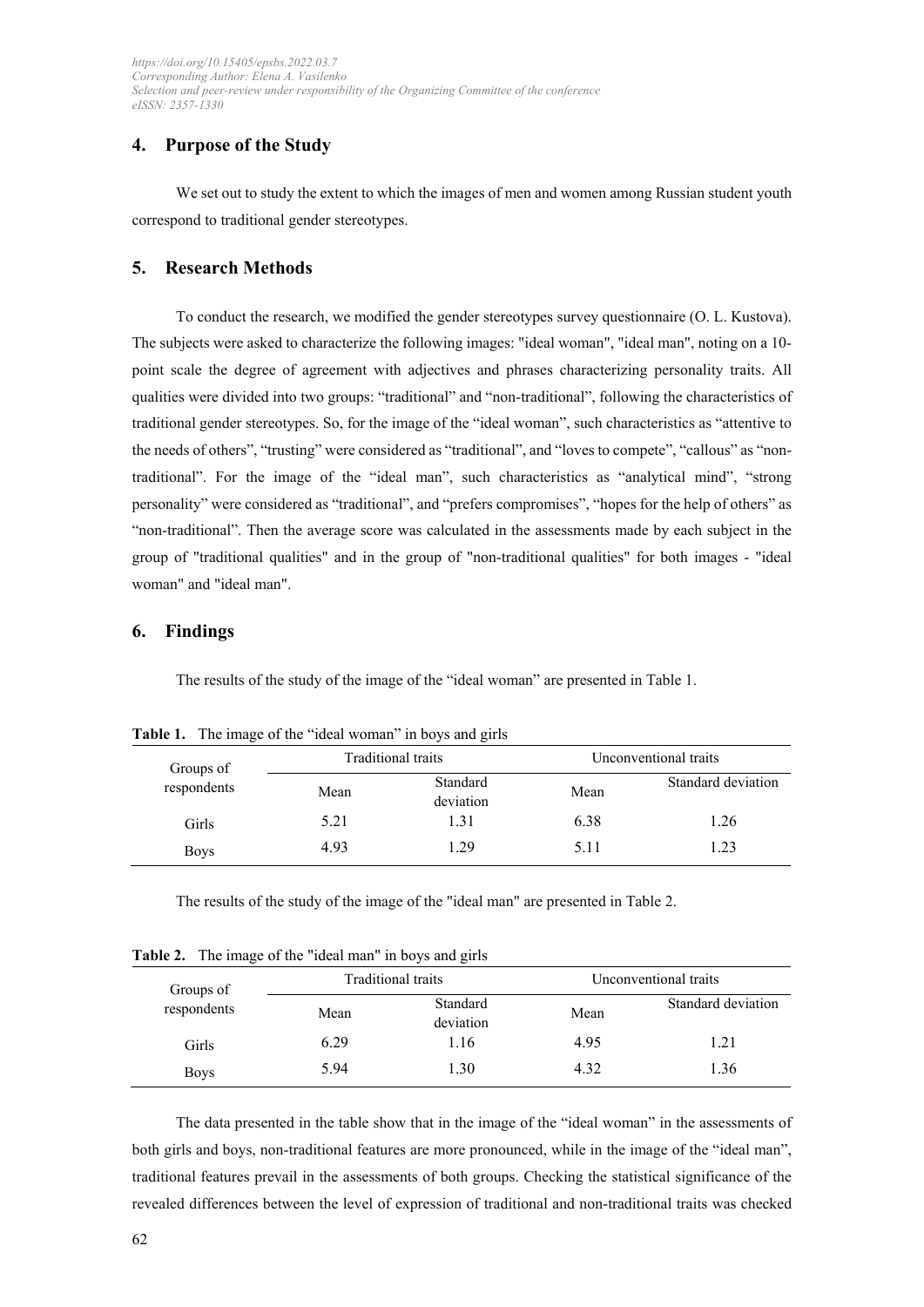## 4. Purpose of the Study

We set out to study the extent to which the images of men and women among Russian student youth correspond to traditional gender stereotypes.

## 5. Research Methods

To conduct the research, we modified the gender stereotypes survey questionnaire (O. L. Kustova). The subjects were asked to characterize the following images: "ideal woman", "ideal man", noting on a 10-point scale the degree of agreement with adjectives and phrases characterizing personality traits. All qualities were divided into two groups: "traditional" and "non-traditional", following the characteristics of traditional gender stereotypes. So, for the image of the "ideal woman", such characteristics as "attentive to the needs of others", "trusting" were considered as "traditional", and "loves to compete", "callous" as "non-traditional". For the image of the "ideal man", such characteristics as "analytical mind", "strong personality" were considered as "traditional", and "prefers compromises", "hopes for the help of others" as "non-traditional". Then the average score was calculated in the assessments made by each subject in the group of "traditional qualities" and in the group of "non-traditional qualities" for both images - "ideal woman" and "ideal man".

## 6. Findings

The results of the study of the image of the "ideal woman" are presented in Table 1.

**Table 1.** The image of the "ideal woman" in boys and girls

| Groups of respondents | Traditional traits | | Unconventional traits | |
|---|---|---|---|---|
| | Mean | Standard deviation | Mean | Standard deviation |
| Girls | 5.21 | 1.31 | 6.38 | 1.26 |
| Boys | 4.93 | 1.29 | 5.11 | 1.23 |

The results of the study of the image of the "ideal man" are presented in Table 2.

**Table 2.** The image of the "ideal man" in boys and girls

| Groups of respondents | Traditional traits | | Unconventional traits | |
|---|---|---|---|---|
| | Mean | Standard deviation | Mean | Standard deviation |
| Girls | 6.29 | 1.16 | 4.95 | 1.21 |
| Boys | 5.94 | 1.30 | 4.32 | 1.36 |

The data presented in the table show that in the image of the "ideal woman" in the assessments of both girls and boys, non-traditional features are more pronounced, while in the image of the "ideal man", traditional features prevail in the assessments of both groups. Checking the statistical significance of the revealed differences between the level of expression of traditional and non-traditional traits was checked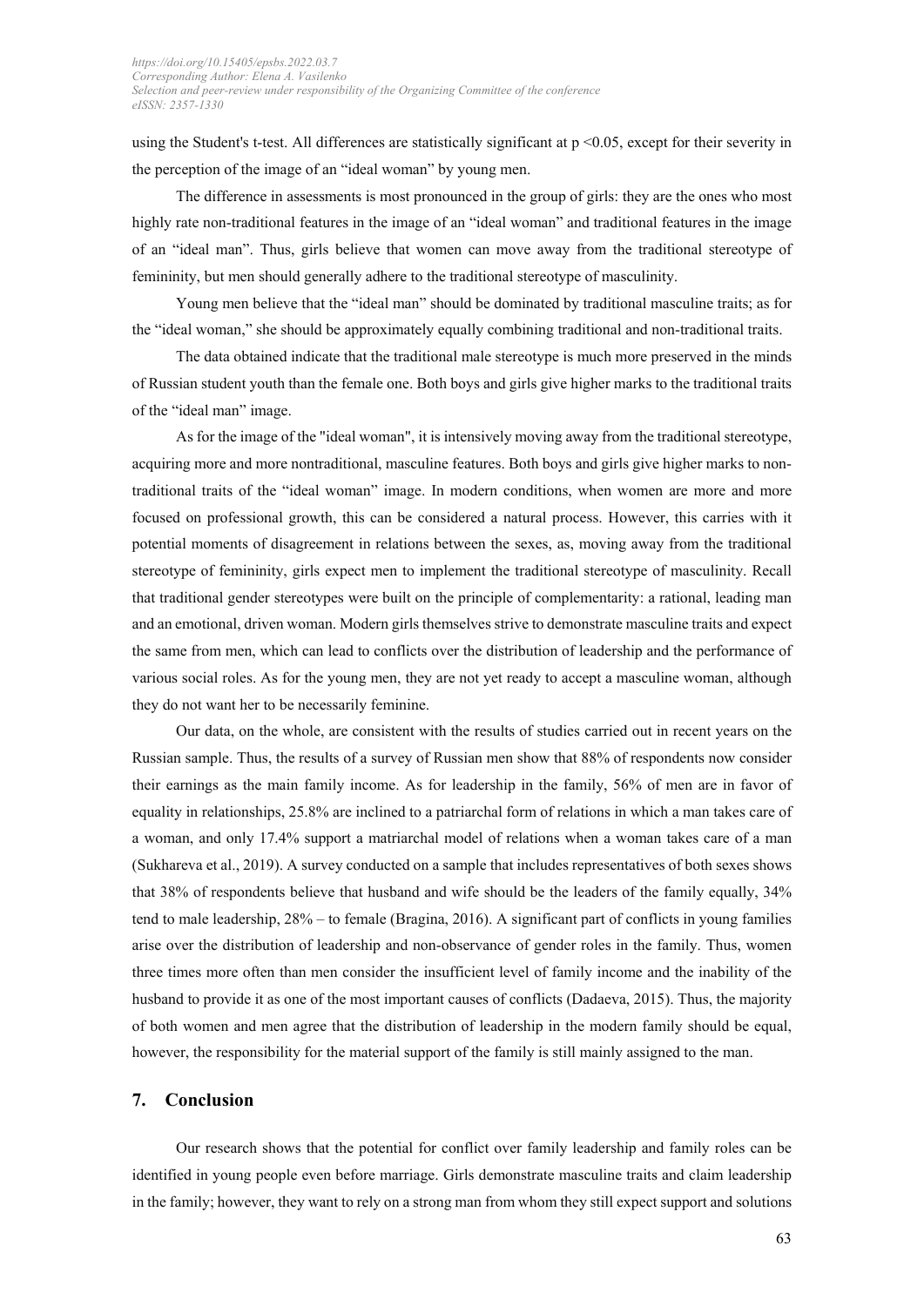using the Student's t-test. All differences are statistically significant at $p < 0.05$, except for their severity in the perception of the image of an "ideal woman" by young men.

The difference in assessments is most pronounced in the group of girls: they are the ones who most highly rate non-traditional features in the image of an "ideal woman" and traditional features in the image of an "ideal man". Thus, girls believe that women can move away from the traditional stereotype of femininity, but men should generally adhere to the traditional stereotype of masculinity.

Young men believe that the "ideal man" should be dominated by traditional masculine traits; as for the "ideal woman," she should be approximately equally combining traditional and non-traditional traits.

The data obtained indicate that the traditional male stereotype is much more preserved in the minds of Russian student youth than the female one. Both boys and girls give higher marks to the traditional traits of the "ideal man" image.

As for the image of the "ideal woman", it is intensively moving away from the traditional stereotype, acquiring more and more nontraditional, masculine features. Both boys and girls give higher marks to non-traditional traits of the "ideal woman" image. In modern conditions, when women are more and more focused on professional growth, this can be considered a natural process. However, this carries with it potential moments of disagreement in relations between the sexes, as, moving away from the traditional stereotype of femininity, girls expect men to implement the traditional stereotype of masculinity. Recall that traditional gender stereotypes were built on the principle of complementarity: a rational, leading man and an emotional, driven woman. Modern girls themselves strive to demonstrate masculine traits and expect the same from men, which can lead to conflicts over the distribution of leadership and the performance of various social roles. As for the young men, they are not yet ready to accept a masculine woman, although they do not want her to be necessarily feminine.

Our data, on the whole, are consistent with the results of studies carried out in recent years on the Russian sample. Thus, the results of a survey of Russian men show that 88% of respondents now consider their earnings as the main family income. As for leadership in the family, 56% of men are in favor of equality in relationships, 25.8% are inclined to a patriarchal form of relations in which a man takes care of a woman, and only 17.4% support a matriarchal model of relations when a woman takes care of a man (Sukhareva et al., 2019). A survey conducted on a sample that includes representatives of both sexes shows that 38% of respondents believe that husband and wife should be the leaders of the family equally, 34% tend to male leadership, 28% – to female (Bragina, 2016). A significant part of conflicts in young families arise over the distribution of leadership and non-observance of gender roles in the family. Thus, women three times more often than men consider the insufficient level of family income and the inability of the husband to provide it as one of the most important causes of conflicts (Dadaeva, 2015). Thus, the majority of both women and men agree that the distribution of leadership in the modern family should be equal, however, the responsibility for the material support of the family is still mainly assigned to the man.

## 7. Conclusion

Our research shows that the potential for conflict over family leadership and family roles can be identified in young people even before marriage. Girls demonstrate masculine traits and claim leadership in the family; however, they want to rely on a strong man from whom they still expect support and solutions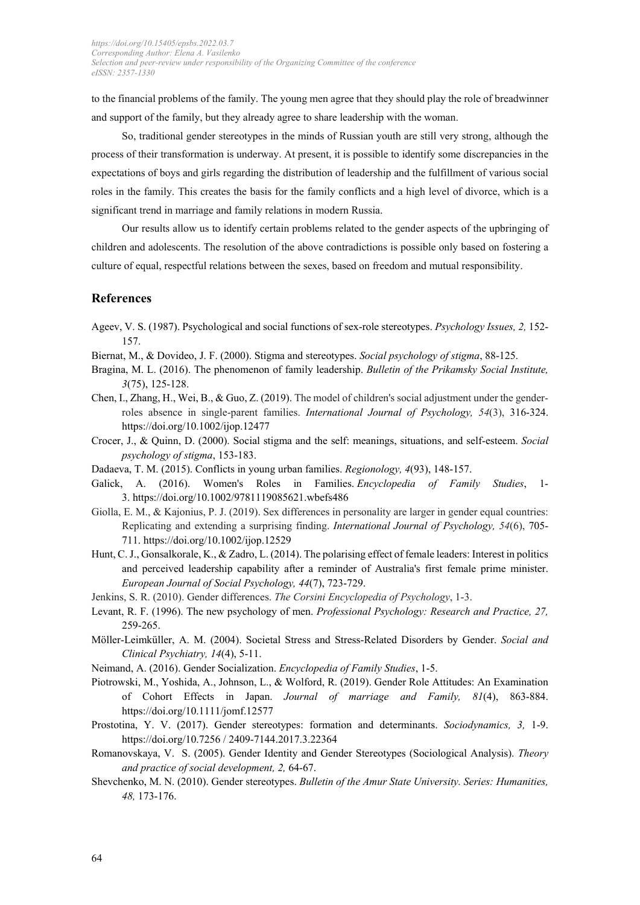to the financial problems of the family. The young men agree that they should play the role of breadwinner and support of the family, but they already agree to share leadership with the woman.

So, traditional gender stereotypes in the minds of Russian youth are still very strong, although the process of their transformation is underway. At present, it is possible to identify some discrepancies in the expectations of boys and girls regarding the distribution of leadership and the fulfillment of various social roles in the family. This creates the basis for the family conflicts and a high level of divorce, which is a significant trend in marriage and family relations in modern Russia.

Our results allow us to identify certain problems related to the gender aspects of the upbringing of children and adolescents. The resolution of the above contradictions is possible only based on fostering a culture of equal, respectful relations between the sexes, based on freedom and mutual responsibility.

## References

Ageev, V. S. (1987). Psychological and social functions of sex-role stereotypes. *Psychology Issues, 2,* 152-157.

Biernat, M., & Dovideo, J. F. (2000). Stigma and stereotypes. *Social psychology of stigma*, 88-125.

Bragina, M. L. (2016). The phenomenon of family leadership. *Bulletin of the Prikamsky Social Institute, 3*(75), 125-128.

Chen, I., Zhang, H., Wei, B., & Guo, Z. (2019). The model of children's social adjustment under the gender-roles absence in single-parent families. *International Journal of Psychology, 54*(3), 316-324. https://doi.org/10.1002/ijop.12477

Crocer, J., & Quinn, D. (2000). Social stigma and the self: meanings, situations, and self-esteem. *Social psychology of stigma*, 153-183.

Dadaeva, T. M. (2015). Conflicts in young urban families. *Regionology, 4*(93), 148-157.

Galick, A. (2016). Women's Roles in Families. *Encyclopedia of Family Studies*, 1-3. https://doi.org/10.1002/9781119085621.wbefs486

Giolla, E. M., & Kajonius, P. J. (2019). Sex differences in personality are larger in gender equal countries: Replicating and extending a surprising finding. *International Journal of Psychology, 54*(6), 705-711. https://doi.org/10.1002/ijop.12529

Hunt, C. J., Gonsalkorale, K., & Zadro, L. (2014). The polarising effect of female leaders: Interest in politics and perceived leadership capability after a reminder of Australia's first female prime minister. *European Journal of Social Psychology, 44*(7), 723-729.

Jenkins, S. R. (2010). Gender differences. *The Corsini Encyclopedia of Psychology*, 1-3.

Levant, R. F. (1996). The new psychology of men. *Professional Psychology: Research and Practice, 27,* 259-265.

Möller-Leimkühler, A. M. (2004). Societal Stress and Stress-Related Disorders by Gender. *Social and Clinical Psychiatry, 14*(4), 5-11.

Neimand, A. (2016). Gender Socialization. *Encyclopedia of Family Studies*, 1-5.

Piotrowski, M., Yoshida, A., Johnson, L., & Wolford, R. (2019). Gender Role Attitudes: An Examination of Cohort Effects in Japan. *Journal of marriage and Family, 81*(4), 863-884. https://doi.org/10.1111/jomf.12577

Prostotina, Y. V. (2017). Gender stereotypes: formation and determinants. *Sociodynamics, 3,* 1-9. https://doi.org/10.7256 / 2409-7144.2017.3.22364

Romanovskaya, V. S. (2005). Gender Identity and Gender Stereotypes (Sociological Analysis). *Theory and practice of social development, 2,* 64-67.

Shevchenko, M. N. (2010). Gender stereotypes. *Bulletin of the Amur State University. Series: Humanities, 48,* 173-176.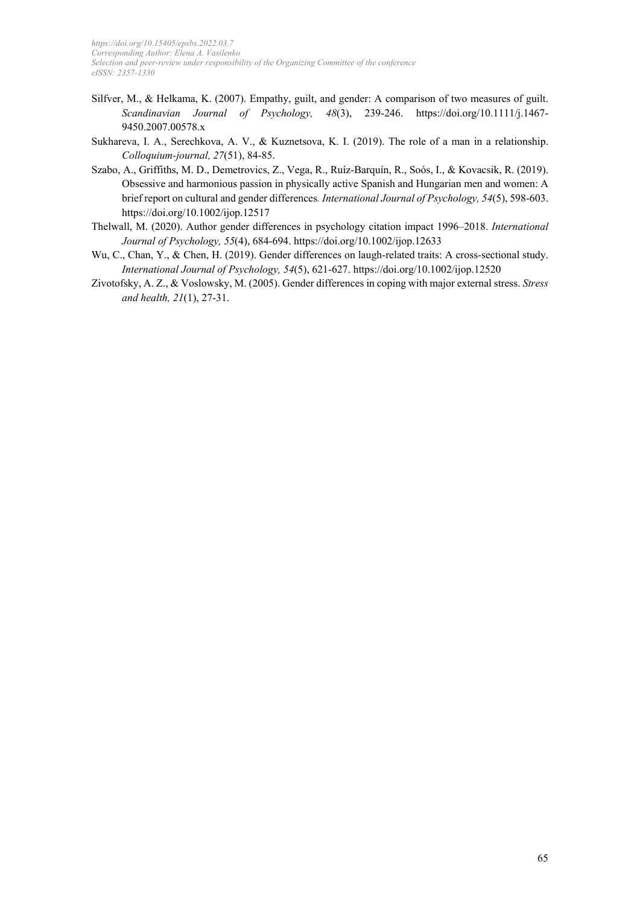Silfver, M., & Helkama, K. (2007). Empathy, guilt, and gender: A comparison of two measures of guilt. *Scandinavian Journal of Psychology, 48*(3), 239-246. https://doi.org/10.1111/j.1467-9450.2007.00578.x

Sukhareva, I. A., Serechkova, A. V., & Kuznetsova, K. I. (2019). The role of a man in a relationship. *Colloquium-journal, 27*(51), 84-85.

Szabo, A., Griffiths, M. D., Demetrovics, Z., Vega, R., Ruíz-Barquín, R., Soós, I., & Kovacsik, R. (2019). Obsessive and harmonious passion in physically active Spanish and Hungarian men and women: A brief report on cultural and gender differences*. International Journal of Psychology, 54*(5), 598-603. https://doi.org/10.1002/ijop.12517

Thelwall, M. (2020). Author gender differences in psychology citation impact 1996–2018. *International Journal of Psychology, 55*(4), 684-694. https://doi.org/10.1002/ijop.12633

Wu, C., Chan, Y., & Chen, H. (2019). Gender differences on laugh-related traits: A cross-sectional study. *International Journal of Psychology, 54*(5), 621-627. https://doi.org/10.1002/ijop.12520

Zivotofsky, A. Z., & Voslowsky, M. (2005). Gender differences in coping with major external stress. *Stress and health, 21*(1), 27-31.